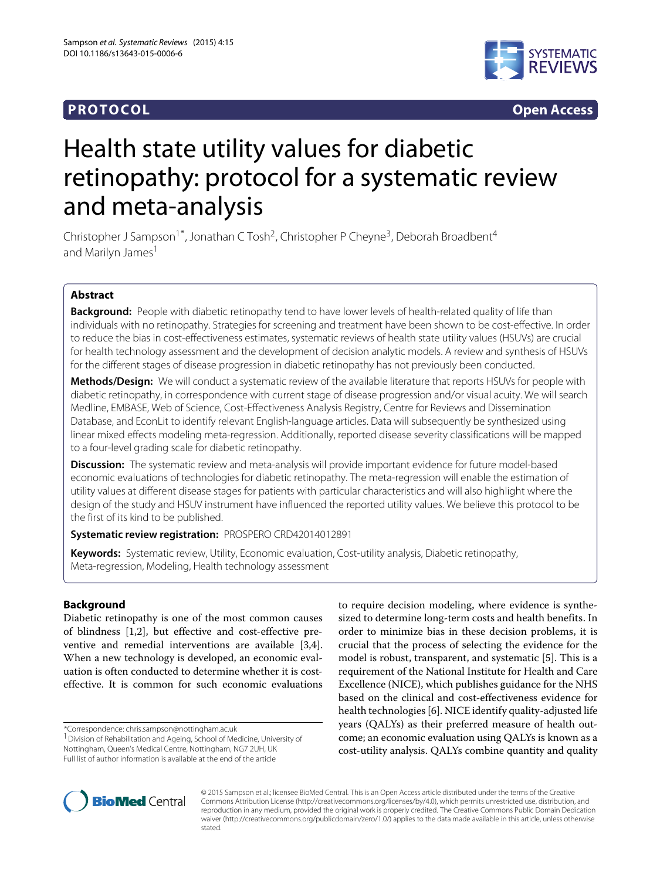**PROTOCOL** **Open Access**

# Health state utility values for diabetic retinopathy: protocol for a systematic review and meta-analysis

Christopher J Sampson[1*], Jonathan C Tosh[2], Christopher P Cheyne[3], Deborah Broadbent[4] and Marilyn James[1]

## Abstract

**Background:** People with diabetic retinopathy tend to have lower levels of health-related quality of life than individuals with no retinopathy. Strategies for screening and treatment have been shown to be cost-effective. In order to reduce the bias in cost-effectiveness estimates, systematic reviews of health state utility values (HSUVs) are crucial for health technology assessment and the development of decision analytic models. A review and synthesis of HSUVs for the different stages of disease progression in diabetic retinopathy has not previously been conducted.

**Methods/Design:** We will conduct a systematic review of the available literature that reports HSUVs for people with diabetic retinopathy, in correspondence with current stage of disease progression and/or visual acuity. We will search Medline, EMBASE, Web of Science, Cost-Effectiveness Analysis Registry, Centre for Reviews and Dissemination Database, and EconLit to identify relevant English-language articles. Data will subsequently be synthesized using linear mixed effects modeling meta-regression. Additionally, reported disease severity classifications will be mapped to a four-level grading scale for diabetic retinopathy.

**Discussion:** The systematic review and meta-analysis will provide important evidence for future model-based economic evaluations of technologies for diabetic retinopathy. The meta-regression will enable the estimation of utility values at different disease stages for patients with particular characteristics and will also highlight where the design of the study and HSUV instrument have influenced the reported utility values. We believe this protocol to be the first of its kind to be published.

**Systematic review registration:** PROSPERO CRD42014012891

**Keywords:** Systematic review, Utility, Economic evaluation, Cost-utility analysis, Diabetic retinopathy, Meta-regression, Modeling, Health technology assessment

## Background

Diabetic retinopathy is one of the most common causes of blindness [1,2], but effective and cost-effective preventive and remedial interventions are available [3,4]. When a new technology is developed, an economic evaluation is often conducted to determine whether it is cost-effective. It is common for such economic evaluations to require decision modeling, where evidence is synthesized to determine long-term costs and health benefits. In order to minimize bias in these decision problems, it is crucial that the process of selecting the evidence for the model is robust, transparent, and systematic [5]. This is a requirement of the National Institute for Health and Care Excellence (NICE), which publishes guidance for the NHS based on the clinical and cost-effectiveness evidence for health technologies [6]. NICE identify quality-adjusted life years (QALYs) as their preferred measure of health outcome; an economic evaluation using QALYs is known as a cost-utility analysis. QALYs combine quantity and quality

*Correspondence: chris.sampson@nottingham.ac.uk
[1] Division of Rehabilitation and Ageing, School of Medicine, University of Nottingham, Queen's Medical Centre, Nottingham, NG7 2UH, UK
Full list of author information is available at the end of the article

© 2015 Sampson et al.; licensee BioMed Central. This is an Open Access article distributed under the terms of the Creative Commons Attribution License (http://creativecommons.org/licenses/by/4.0), which permits unrestricted use, distribution, and reproduction in any medium, provided the original work is properly credited. The Creative Commons Public Domain Dedication waiver (http://creativecommons.org/publicdomain/zero/1.0/) applies to the data made available in this article, unless otherwise stated.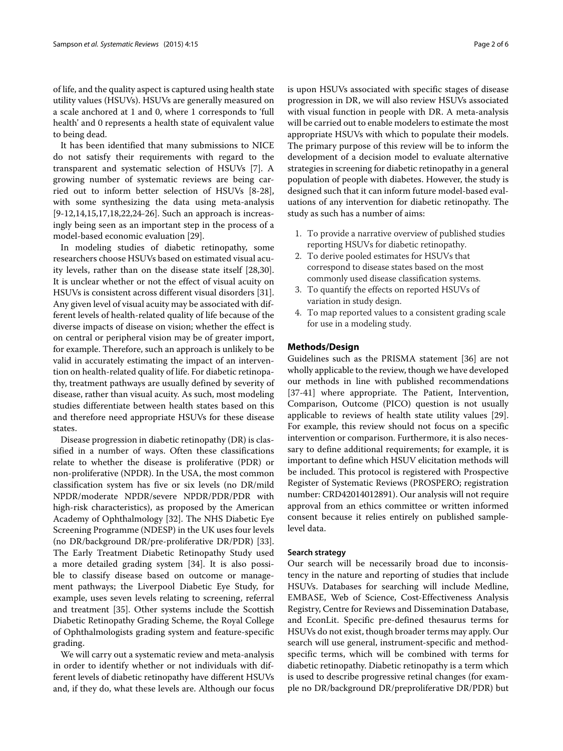of life, and the quality aspect is captured using health state utility values (HSUVs). HSUVs are generally measured on a scale anchored at 1 and 0, where 1 corresponds to 'full health' and 0 represents a health state of equivalent value to being dead.

It has been identified that many submissions to NICE do not satisfy their requirements with regard to the transparent and systematic selection of HSUVs [7]. A growing number of systematic reviews are being carried out to inform better selection of HSUVs [8-28], with some synthesizing the data using meta-analysis [9-12,14,15,17,18,22,24-26]. Such an approach is increasingly being seen as an important step in the process of a model-based economic evaluation [29].

In modeling studies of diabetic retinopathy, some researchers choose HSUVs based on estimated visual acuity levels, rather than on the disease state itself [28,30]. It is unclear whether or not the effect of visual acuity on HSUVs is consistent across different visual disorders [31]. Any given level of visual acuity may be associated with different levels of health-related quality of life because of the diverse impacts of disease on vision; whether the effect is on central or peripheral vision may be of greater import, for example. Therefore, such an approach is unlikely to be valid in accurately estimating the impact of an intervention on health-related quality of life. For diabetic retinopathy, treatment pathways are usually defined by severity of disease, rather than visual acuity. As such, most modeling studies differentiate between health states based on this and therefore need appropriate HSUVs for these disease states.

Disease progression in diabetic retinopathy (DR) is classified in a number of ways. Often these classifications relate to whether the disease is proliferative (PDR) or non-proliferative (NPDR). In the USA, the most common classification system has five or six levels (no DR/mild NPDR/moderate NPDR/severe NPDR/PDR/PDR with high-risk characteristics), as proposed by the American Academy of Ophthalmology [32]. The NHS Diabetic Eye Screening Programme (NDESP) in the UK uses four levels (no DR/background DR/pre-proliferative DR/PDR) [33]. The Early Treatment Diabetic Retinopathy Study used a more detailed grading system [34]. It is also possible to classify disease based on outcome or management pathways; the Liverpool Diabetic Eye Study, for example, uses seven levels relating to screening, referral and treatment [35]. Other systems include the Scottish Diabetic Retinopathy Grading Scheme, the Royal College of Ophthalmologists grading system and feature-specific grading.

We will carry out a systematic review and meta-analysis in order to identify whether or not individuals with different levels of diabetic retinopathy have different HSUVs and, if they do, what these levels are. Although our focus is upon HSUVs associated with specific stages of disease progression in DR, we will also review HSUVs associated with visual function in people with DR. A meta-analysis will be carried out to enable modelers to estimate the most appropriate HSUVs with which to populate their models. The primary purpose of this review will be to inform the development of a decision model to evaluate alternative strategies in screening for diabetic retinopathy in a general population of people with diabetes. However, the study is designed such that it can inform future model-based evaluations of any intervention for diabetic retinopathy. The study as such has a number of aims:

1. To provide a narrative overview of published studies reporting HSUVs for diabetic retinopathy.
2. To derive pooled estimates for HSUVs that correspond to disease states based on the most commonly used disease classification systems.
3. To quantify the effects on reported HSUVs of variation in study design.
4. To map reported values to a consistent grading scale for use in a modeling study.

## Methods/Design

Guidelines such as the PRISMA statement [36] are not wholly applicable to the review, though we have developed our methods in line with published recommendations [37-41] where appropriate. The Patient, Intervention, Comparison, Outcome (PICO) question is not usually applicable to reviews of health state utility values [29]. For example, this review should not focus on a specific intervention or comparison. Furthermore, it is also necessary to define additional requirements; for example, it is important to define which HSUV elicitation methods will be included. This protocol is registered with Prospective Register of Systematic Reviews (PROSPERO; registration number: CRD42014012891). Our analysis will not require approval from an ethics committee or written informed consent because it relies entirely on published sample-level data.

### Search strategy

Our search will be necessarily broad due to inconsistency in the nature and reporting of studies that include HSUVs. Databases for searching will include Medline, EMBASE, Web of Science, Cost-Effectiveness Analysis Registry, Centre for Reviews and Dissemination Database, and EconLit. Specific pre-defined thesaurus terms for HSUVs do not exist, though broader terms may apply. Our search will use general, instrument-specific and method-specific terms, which will be combined with terms for diabetic retinopathy. Diabetic retinopathy is a term which is used to describe progressive retinal changes (for example no DR/background DR/preproliferative DR/PDR) but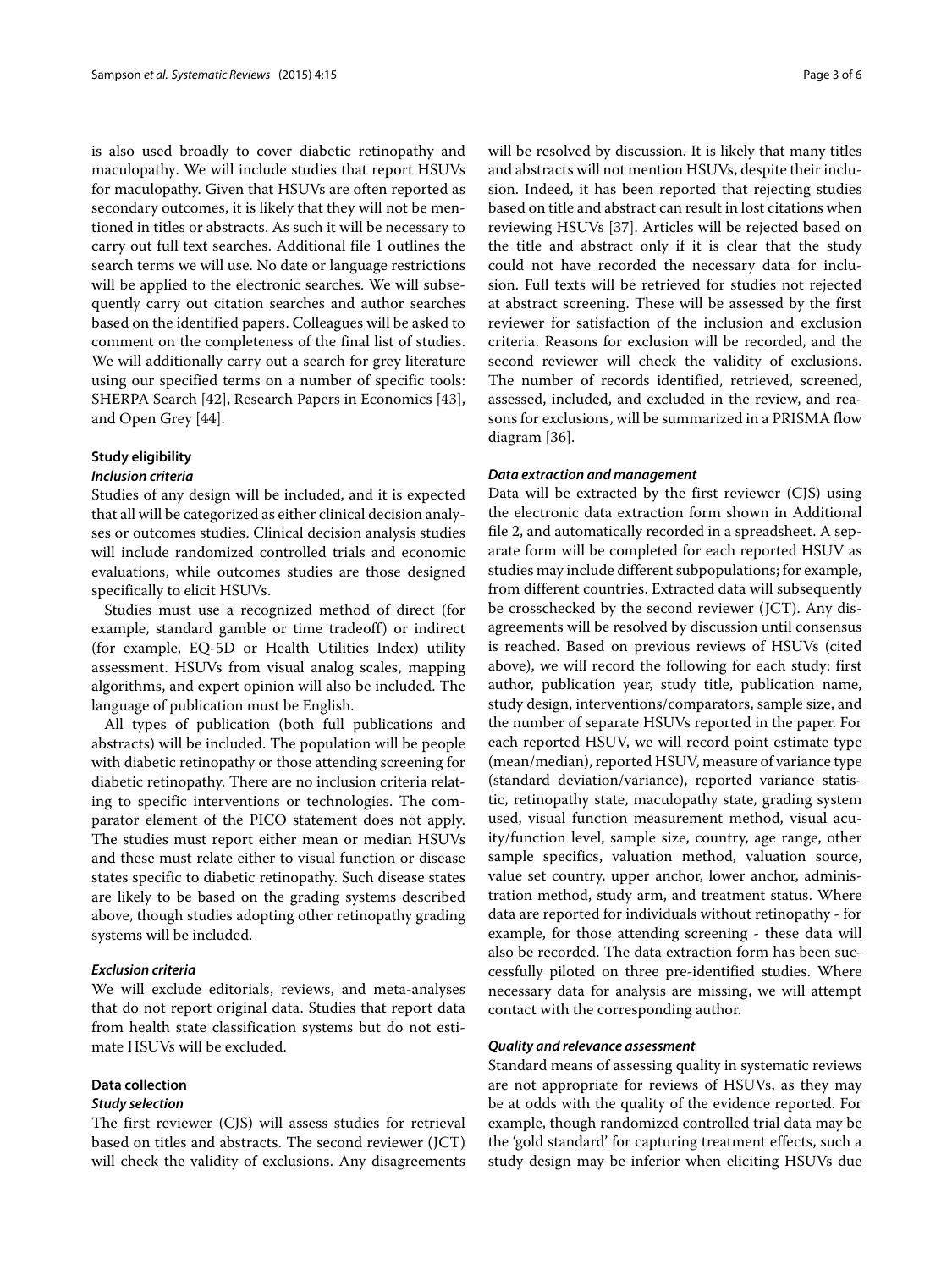is also used broadly to cover diabetic retinopathy and maculopathy. We will include studies that report HSUVs for maculopathy. Given that HSUVs are often reported as secondary outcomes, it is likely that they will not be mentioned in titles or abstracts. As such it will be necessary to carry out full text searches. Additional file 1 outlines the search terms we will use. No date or language restrictions will be applied to the electronic searches. We will subsequently carry out citation searches and author searches based on the identified papers. Colleagues will be asked to comment on the completeness of the final list of studies. We will additionally carry out a search for grey literature using our specified terms on a number of specific tools: SHERPA Search [42], Research Papers in Economics [43], and Open Grey [44].

### Study eligibility

#### *Inclusion criteria*

Studies of any design will be included, and it is expected that all will be categorized as either clinical decision analyses or outcomes studies. Clinical decision analysis studies will include randomized controlled trials and economic evaluations, while outcomes studies are those designed specifically to elicit HSUVs.

Studies must use a recognized method of direct (for example, standard gamble or time tradeoff) or indirect (for example, EQ-5D or Health Utilities Index) utility assessment. HSUVs from visual analog scales, mapping algorithms, and expert opinion will also be included. The language of publication must be English.

All types of publication (both full publications and abstracts) will be included. The population will be people with diabetic retinopathy or those attending screening for diabetic retinopathy. There are no inclusion criteria relating to specific interventions or technologies. The comparator element of the PICO statement does not apply. The studies must report either mean or median HSUVs and these must relate either to visual function or disease states specific to diabetic retinopathy. Such disease states are likely to be based on the grading systems described above, though studies adopting other retinopathy grading systems will be included.

#### *Exclusion criteria*

We will exclude editorials, reviews, and meta-analyses that do not report original data. Studies that report data from health state classification systems but do not estimate HSUVs will be excluded.

### Data collection

#### *Study selection*

The first reviewer (CJS) will assess studies for retrieval based on titles and abstracts. The second reviewer (JCT) will check the validity of exclusions. Any disagreements will be resolved by discussion. It is likely that many titles and abstracts will not mention HSUVs, despite their inclusion. Indeed, it has been reported that rejecting studies based on title and abstract can result in lost citations when reviewing HSUVs [37]. Articles will be rejected based on the title and abstract only if it is clear that the study could not have recorded the necessary data for inclusion. Full texts will be retrieved for studies not rejected at abstract screening. These will be assessed by the first reviewer for satisfaction of the inclusion and exclusion criteria. Reasons for exclusion will be recorded, and the second reviewer will check the validity of exclusions. The number of records identified, retrieved, screened, assessed, included, and excluded in the review, and reasons for exclusions, will be summarized in a PRISMA flow diagram [36].

#### *Data extraction and management*

Data will be extracted by the first reviewer (CJS) using the electronic data extraction form shown in Additional file 2, and automatically recorded in a spreadsheet. A separate form will be completed for each reported HSUV as studies may include different subpopulations; for example, from different countries. Extracted data will subsequently be crosschecked by the second reviewer (JCT). Any disagreements will be resolved by discussion until consensus is reached. Based on previous reviews of HSUVs (cited above), we will record the following for each study: first author, publication year, study title, publication name, study design, interventions/comparators, sample size, and the number of separate HSUVs reported in the paper. For each reported HSUV, we will record point estimate type (mean/median), reported HSUV, measure of variance type (standard deviation/variance), reported variance statistic, retinopathy state, maculopathy state, grading system used, visual function measurement method, visual acuity/function level, sample size, country, age range, other sample specifics, valuation method, valuation source, value set country, upper anchor, lower anchor, administration method, study arm, and treatment status. Where data are reported for individuals without retinopathy - for example, for those attending screening - these data will also be recorded. The data extraction form has been successfully piloted on three pre-identified studies. Where necessary data for analysis are missing, we will attempt contact with the corresponding author.

#### *Quality and relevance assessment*

Standard means of assessing quality in systematic reviews are not appropriate for reviews of HSUVs, as they may be at odds with the quality of the evidence reported. For example, though randomized controlled trial data may be the 'gold standard' for capturing treatment effects, such a study design may be inferior when eliciting HSUVs due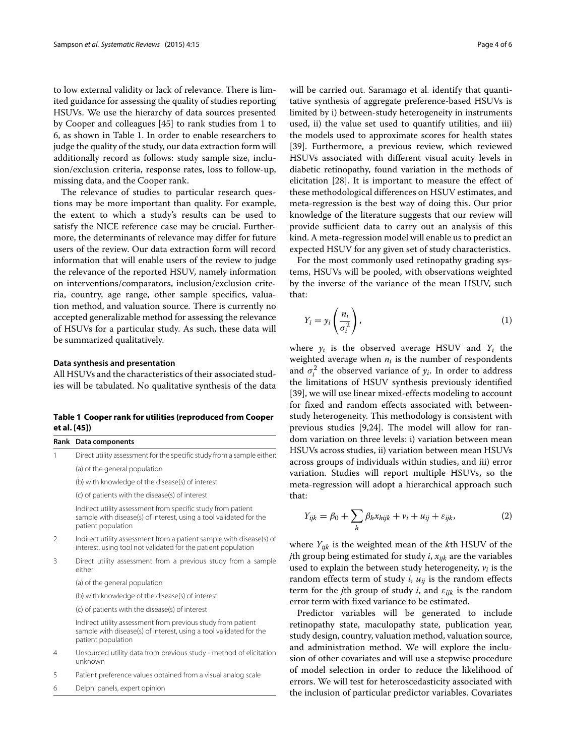to low external validity or lack of relevance. There is limited guidance for assessing the quality of studies reporting HSUVs. We use the hierarchy of data sources presented by Cooper and colleagues [45] to rank studies from 1 to 6, as shown in Table 1. In order to enable researchers to judge the quality of the study, our data extraction form will additionally record as follows: study sample size, inclusion/exclusion criteria, response rates, loss to follow-up, missing data, and the Cooper rank.

The relevance of studies to particular research questions may be more important than quality. For example, the extent to which a study's results can be used to satisfy the NICE reference case may be crucial. Furthermore, the determinants of relevance may differ for future users of the review. Our data extraction form will record information that will enable users of the review to judge the relevance of the reported HSUV, namely information on interventions/comparators, inclusion/exclusion criteria, country, age range, other sample specifics, valuation method, and valuation source. There is currently no accepted generalizable method for assessing the relevance of HSUVs for a particular study. As such, these data will be summarized qualitatively.

#### Data synthesis and presentation

All HSUVs and the characteristics of their associated studies will be tabulated. No qualitative synthesis of the data will be carried out. Saramago et al. identify that quantitative synthesis of aggregate preference-based HSUVs is limited by i) between-study heterogeneity in instruments used, ii) the value set used to quantify utilities, and iii) the models used to approximate scores for health states [39]. Furthermore, a previous review, which reviewed HSUVs associated with different visual acuity levels in diabetic retinopathy, found variation in the methods of elicitation [28]. It is important to measure the effect of these methodological differences on HSUV estimates, and meta-regression is the best way of doing this. Our prior knowledge of the literature suggests that our review will provide sufficient data to carry out an analysis of this kind. A meta-regression model will enable us to predict an expected HSUV for any given set of study characteristics.

For the most commonly used retinopathy grading systems, HSUVs will be pooled, with observations weighted by the inverse of the variance of the mean HSUV, such that:

$$Y_i = y_i \left( \frac{n_i}{\sigma_i^2} \right), \tag{1}$$

where $y_i$ is the observed average HSUV and $Y_i$ the weighted average when $n_i$ is the number of respondents and $\sigma_i^2$ the observed variance of $y_i$. In order to address the limitations of HSUV synthesis previously identified [39], we will use linear mixed-effects modeling to account for fixed and random effects associated with between-study heterogeneity. This methodology is consistent with previous studies [9,24]. The model will allow for random variation on three levels: i) variation between mean HSUVs across studies, ii) variation between mean HSUVs across groups of individuals within studies, and iii) error variation. Studies will report multiple HSUVs, so the meta-regression will adopt a hierarchical approach such that:

$$Y_{ijk} = \beta_0 + \sum_h \beta_h x_{hijk} + v_i + u_{ij} + \varepsilon_{ijk}, \tag{2}$$

where $Y_{ijk}$ is the weighted mean of the $k$th HSUV of the $j$th group being estimated for study $i$, $x_{ijk}$ are the variables used to explain the between study heterogeneity, $v_i$ is the random effects term of study $i$, $u_{ij}$ is the random effects term for the $j$th group of study $i$, and $\varepsilon_{ijk}$ is the random error term with fixed variance to be estimated.

Predictor variables will be generated to include retinopathy state, maculopathy state, publication year, study design, country, valuation method, valuation source, and administration method. We will explore the inclusion of other covariates and will use a stepwise procedure of model selection in order to reduce the likelihood of errors. We will test for heteroscedasticity associated with the inclusion of particular predictor variables. Covariates

**Table 1 Cooper rank for utilities (reproduced from Cooper et al. [45])**

| Rank | Data components |
|---|---|
| 1 | Direct utility assessment for the specific study from a sample either: |
| | (a) of the general population |
| | (b) with knowledge of the disease(s) of interest |
| | (c) of patients with the disease(s) of interest |
| | Indirect utility assessment from specific study from patient sample with disease(s) of interest, using a tool validated for the patient population |
| 2 | Indirect utility assessment from a patient sample with disease(s) of interest, using tool not validated for the patient population |
| 3 | Direct utility assessment from a previous study from a sample either |
| | (a) of the general population |
| | (b) with knowledge of the disease(s) of interest |
| | (c) of patients with the disease(s) of interest |
| | Indirect utility assessment from previous study from patient sample with disease(s) of interest, using a tool validated for the patient population |
| 4 | Unsourced utility data from previous study - method of elicitation unknown |
| 5 | Patient preference values obtained from a visual analog scale |
| 6 | Delphi panels, expert opinion |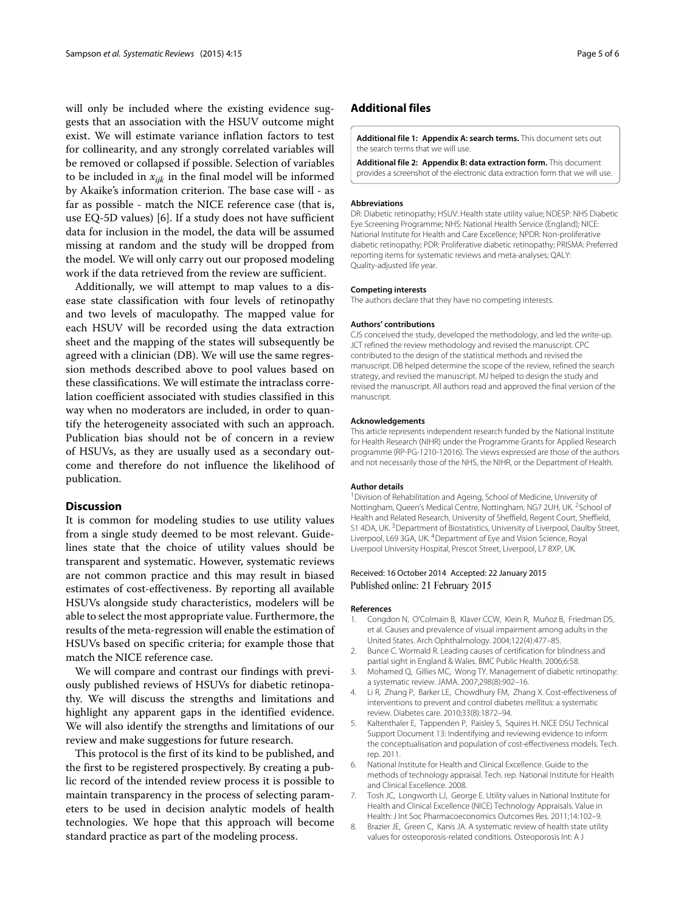will only be included where the existing evidence suggests that an association with the HSUV outcome might exist. We will estimate variance inflation factors to test for collinearity, and any strongly correlated variables will be removed or collapsed if possible. Selection of variables to be included in $x_{ijk}$ in the final model will be informed by Akaike's information criterion. The base case will - as far as possible - match the NICE reference case (that is, use EQ-5D values) [6]. If a study does not have sufficient data for inclusion in the model, the data will be assumed missing at random and the study will be dropped from the model. We will only carry out our proposed modeling work if the data retrieved from the review are sufficient.

Additionally, we will attempt to map values to a disease state classification with four levels of retinopathy and two levels of maculopathy. The mapped value for each HSUV will be recorded using the data extraction sheet and the mapping of the states will subsequently be agreed with a clinician (DB). We will use the same regression methods described above to pool values based on these classifications. We will estimate the intraclass correlation coefficient associated with studies classified in this way when no moderators are included, in order to quantify the heterogeneity associated with such an approach. Publication bias should not be of concern in a review of HSUVs, as they are usually used as a secondary outcome and therefore do not influence the likelihood of publication.

## Discussion

It is common for modeling studies to use utility values from a single study deemed to be most relevant. Guidelines state that the choice of utility values should be transparent and systematic. However, systematic reviews are not common practice and this may result in biased estimates of cost-effectiveness. By reporting all available HSUVs alongside study characteristics, modelers will be able to select the most appropriate value. Furthermore, the results of the meta-regression will enable the estimation of HSUVs based on specific criteria; for example those that match the NICE reference case.

We will compare and contrast our findings with previously published reviews of HSUVs for diabetic retinopathy. We will discuss the strengths and limitations and highlight any apparent gaps in the identified evidence. We will also identify the strengths and limitations of our review and make suggestions for future research.

This protocol is the first of its kind to be published, and the first to be registered prospectively. By creating a public record of the intended review process it is possible to maintain transparency in the process of selecting parameters to be used in decision analytic models of health technologies. We hope that this approach will become standard practice as part of the modeling process.

## Additional files

**Additional file 1: Appendix A: search terms.** This document sets out the search terms that we will use.

**Additional file 2: Appendix B: data extraction form.** This document provides a screenshot of the electronic data extraction form that we will use.

#### Abbreviations

DR: Diabetic retinopathy; HSUV: Health state utility value; NDESP: NHS Diabetic Eye Screening Programme; NHS: National Health Service (England); NICE: National Institute for Health and Care Excellence; NPDR: Non-proliferative diabetic retinopathy; PDR: Proliferative diabetic retinopathy; PRISMA: Preferred reporting items for systematic reviews and meta-analyses; QALY: Quality-adjusted life year.

#### Competing interests

The authors declare that they have no competing interests.

#### Authors' contributions

CJS conceived the study, developed the methodology, and led the write-up. JCT refined the review methodology and revised the manuscript. CPC contributed to the design of the statistical methods and revised the manuscript. DB helped determine the scope of the review, refined the search strategy, and revised the manuscript. MJ helped to design the study and revised the manuscript. All authors read and approved the final version of the manuscript.

#### Acknowledgements

This article represents independent research funded by the National Institute for Health Research (NIHR) under the Programme Grants for Applied Research programme (RP-PG-1210-12016). The views expressed are those of the authors and not necessarily those of the NHS, the NIHR, or the Department of Health.

#### Author details

[1]Division of Rehabilitation and Ageing, School of Medicine, University of Nottingham, Queen's Medical Centre, Nottingham, NG7 2UH, UK. [2]School of Health and Related Research, University of Sheffield, Regent Court, Sheffield, S1 4DA, UK. [3]Department of Biostatistics, University of Liverpool, Daulby Street, Liverpool, L69 3GA, UK. [4]Department of Eye and Vision Science, Royal Liverpool University Hospital, Prescot Street, Liverpool, L7 8XP, UK.

Received: 16 October 2014 Accepted: 22 January 2015
Published online: 21 February 2015

#### References

1. Congdon N, O'Colmain B, Klaver CCW, Klein R, Muñoz B, Friedman DS, et al. Causes and prevalence of visual impairment among adults in the United States. Arch Ophthalmology. 2004;122(4):477–85.
2. Bunce C. Wormald R. Leading causes of certification for blindness and partial sight in England & Wales. BMC Public Health. 2006;6:58.
3. Mohamed Q, Gillies MC, Wong TY. Management of diabetic retinopathy: a systematic review. JAMA. 2007;298(8):902–16.
4. Li R, Zhang P, Barker LE, Chowdhury FM, Zhang X. Cost-effectiveness of interventions to prevent and control diabetes mellitus: a systematic review. Diabetes care. 2010;33(8):1872–94.
5. Kaltenthaler E, Tappenden P, Paisley S, Squires H. NICE DSU Technical Support Document 13: Indentifying and reviewing evidence to inform the conceptualisation and population of cost-effectiveness models. Tech. rep. 2011.
6. National Institute for Health and Clinical Excellence. Guide to the methods of technology appraisal. Tech. rep. National Institute for Health and Clinical Excellence. 2008.
7. Tosh JC, Longworth LJ, George E. Utility values in National Institute for Health and Clinical Excellence (NICE) Technology Appraisals. Value in Health: J Int Soc Pharmacoeconomics Outcomes Res. 2011;14:102–9.
8. Brazier JE, Green C, Kanis JA. A systematic review of health state utility values for osteoporosis-related conditions. Osteoporosis Int: A J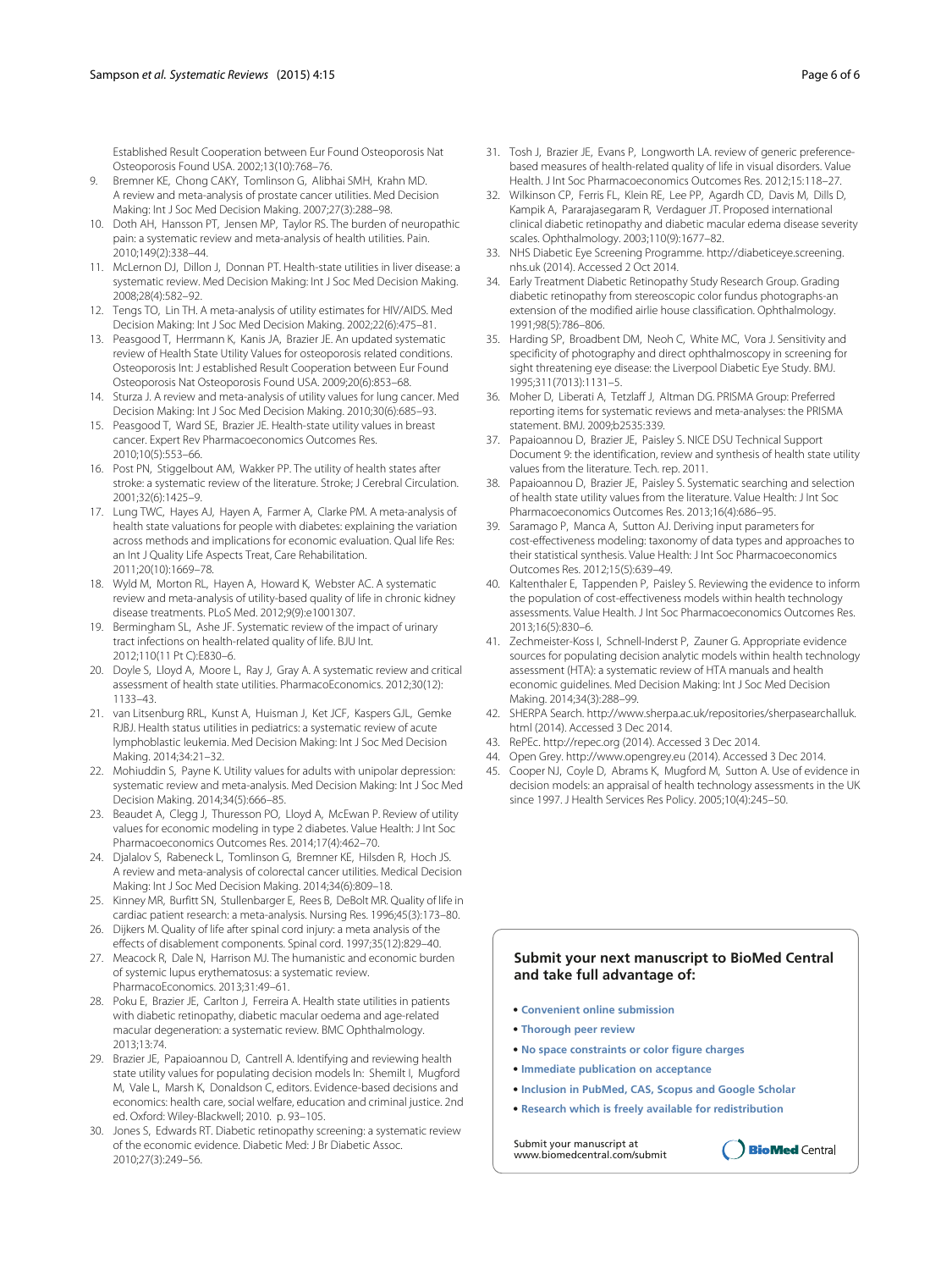Established Result Cooperation between Eur Found Osteoporosis Nat Osteoporosis Found USA. 2002;13(10):768–76.

9. Bremner KE, Chong CAKY, Tomlinson G, Alibhai SMH, Krahn MD. A review and meta-analysis of prostate cancer utilities. Med Decision Making: Int J Soc Med Decision Making. 2007;27(3):288–98.
10. Doth AH, Hansson PT, Jensen MP, Taylor RS. The burden of neuropathic pain: a systematic review and meta-analysis of health utilities. Pain. 2010;149(2):338–44.
11. McLernon DJ, Dillon J, Donnan PT. Health-state utilities in liver disease: a systematic review. Med Decision Making: Int J Soc Med Decision Making. 2008;28(4):582–92.
12. Tengs TO, Lin TH. A meta-analysis of utility estimates for HIV/AIDS. Med Decision Making: Int J Soc Med Decision Making. 2002;22(6):475–81.
13. Peasgood T, Herrmann K, Kanis JA, Brazier JE. An updated systematic review of Health State Utility Values for osteoporosis related conditions. Osteoporosis Int: J established Result Cooperation between Eur Found Osteoporosis Nat Osteoporosis Found USA. 2009;20(6):853–68.
14. Sturza J. A review and meta-analysis of utility values for lung cancer. Med Decision Making: Int J Soc Med Decision Making. 2010;30(6):685–93.
15. Peasgood T, Ward SE, Brazier JE. Health-state utility values in breast cancer. Expert Rev Pharmacoeconomics Outcomes Res. 2010;10(5):553–66.
16. Post PN, Stiggelbout AM, Wakker PP. The utility of health states after stroke: a systematic review of the literature. Stroke; J Cerebral Circulation. 2001;32(6):1425–9.
17. Lung TWC, Hayes AJ, Hayen A, Farmer A, Clarke PM. A meta-analysis of health state valuations for people with diabetes: explaining the variation across methods and implications for economic evaluation. Qual life Res: an Int J Quality Life Aspects Treat, Care Rehabilitation. 2011;20(10):1669–78.
18. Wyld M, Morton RL, Hayen A, Howard K, Webster AC. A systematic review and meta-analysis of utility-based quality of life in chronic kidney disease treatments. PLoS Med. 2012;9(9):e1001307.
19. Bermingham SL, Ashe JF. Systematic review of the impact of urinary tract infections on health-related quality of life. BJU Int. 2012;110(11 Pt C):E830–6.
20. Doyle S, Lloyd A, Moore L, Ray J, Gray A. A systematic review and critical assessment of health state utilities. PharmacoEconomics. 2012;30(12): 1133–43.
21. van Litsenburg RRL, Kunst A, Huisman J, Ket JCF, Kaspers GJL, Gemke RJBJ. Health status utilities in pediatrics: a systematic review of acute lymphoblastic leukemia. Med Decision Making: Int J Soc Med Decision Making. 2014;34:21–32.
22. Mohiuddin S, Payne K. Utility values for adults with unipolar depression: systematic review and meta-analysis. Med Decision Making: Int J Soc Med Decision Making. 2014;34(5):666–85.
23. Beaudet A, Clegg J, Thuresson PO, Lloyd A, McEwan P. Review of utility values for economic modeling in type 2 diabetes. Value Health: J Int Soc Pharmacoeconomics Outcomes Res. 2014;17(4):462–70.
24. Djalalov S, Rabeneck L, Tomlinson G, Bremner KE, Hilsden R, Hoch JS. A review and meta-analysis of colorectal cancer utilities. Medical Decision Making: Int J Soc Med Decision Making. 2014;34(6):809–18.
25. Kinney MR, Burfitt SN, Stullenbarger E, Rees B, DeBolt MR. Quality of life in cardiac patient research: a meta-analysis. Nursing Res. 1996;45(3):173–80.
26. Dijkers M. Quality of life after spinal cord injury: a meta analysis of the effects of disablement components. Spinal cord. 1997;35(12):829–40.
27. Meacock R, Dale N, Harrison MJ. The humanistic and economic burden of systemic lupus erythematosus: a systematic review. PharmacoEconomics. 2013;31:49–61.
28. Poku E, Brazier JE, Carlton J, Ferreira A. Health state utilities in patients with diabetic retinopathy, diabetic macular oedema and age-related macular degeneration: a systematic review. BMC Ophthalmology. 2013;13:74.
29. Brazier JE, Papaioannou D, Cantrell A. Identifying and reviewing health state utility values for populating decision models In: Shemilt I, Mugford M, Vale L, Marsh K, Donaldson C, editors. Evidence-based decisions and economics: health care, social welfare, education and criminal justice. 2nd ed. Oxford: Wiley-Blackwell; 2010. p. 93–105.
30. Jones S, Edwards RT. Diabetic retinopathy screening: a systematic review of the economic evidence. Diabetic Med: J Br Diabetic Assoc. 2010;27(3):249–56.
31. Tosh J, Brazier JE, Evans P, Longworth LA. review of generic preference-based measures of health-related quality of life in visual disorders. Value Health. J Int Soc Pharmacoeconomics Outcomes Res. 2012;15:118–27.
32. Wilkinson CP, Ferris FL, Klein RE, Lee PP, Agardh CD, Davis M, Dills D, Kampik A, Pararajasegaram R, Verdaguer JT. Proposed international clinical diabetic retinopathy and diabetic macular edema disease severity scales. Ophthalmology. 2003;110(9):1677–82.
33. NHS Diabetic Eye Screening Programme. http://diabeticeye.screening.nhs.uk (2014). Accessed 2 Oct 2014.
34. Early Treatment Diabetic Retinopathy Study Research Group. Grading diabetic retinopathy from stereoscopic color fundus photographs-an extension of the modified airlie house classification. Ophthalmology. 1991;98(5):786–806.
35. Harding SP, Broadbent DM, Neoh C, White MC, Vora J. Sensitivity and specificity of photography and direct ophthalmoscopy in screening for sight threatening eye disease: the Liverpool Diabetic Eye Study. BMJ. 1995;311(7013):1131–5.
36. Moher D, Liberati A, Tetzlaff J, Altman DG. PRISMA Group: Preferred reporting items for systematic reviews and meta-analyses: the PRISMA statement. BMJ. 2009;b2535:339.
37. Papaioannou D, Brazier JE, Paisley S. NICE DSU Technical Support Document 9: the identification, review and synthesis of health state utility values from the literature. Tech. rep. 2011.
38. Papaioannou D, Brazier JE, Paisley S. Systematic searching and selection of health state utility values from the literature. Value Health: J Int Soc Pharmacoeconomics Outcomes Res. 2013;16(4):686–95.
39. Saramago P, Manca A, Sutton AJ. Deriving input parameters for cost-effectiveness modeling: taxonomy of data types and approaches to their statistical synthesis. Value Health: J Int Soc Pharmacoeconomics Outcomes Res. 2012;15(5):639–49.
40. Kaltenthaler E, Tappenden P, Paisley S. Reviewing the evidence to inform the population of cost-effectiveness models within health technology assessments. Value Health. J Int Soc Pharmacoeconomics Outcomes Res. 2013;16(5):830–6.
41. Zechmeister-Koss I, Schnell-Inderst P, Zauner G. Appropriate evidence sources for populating decision analytic models within health technology assessment (HTA): a systematic review of HTA manuals and health economic guidelines. Med Decision Making: Int J Soc Med Decision Making. 2014;34(3):288–99.
42. SHERPA Search. http://www.sherpa.ac.uk/repositories/sherpasearchalluk.html (2014). Accessed 3 Dec 2014.
43. RePEc. http://repec.org (2014). Accessed 3 Dec 2014.
44. Open Grey. http://www.opengrey.eu (2014). Accessed 3 Dec 2014.
45. Cooper NJ, Coyle D, Abrams K, Mugford M, Sutton A. Use of evidence in decision models: an appraisal of health technology assessments in the UK since 1997. J Health Services Res Policy. 2005;10(4):245–50.

**Submit your next manuscript to BioMed Central and take full advantage of:**

- **Convenient online submission**
- **Thorough peer review**
- **No space constraints or color figure charges**
- **Immediate publication on acceptance**
- **Inclusion in PubMed, CAS, Scopus and Google Scholar**
- **Research which is freely available for redistribution**

Submit your manuscript at
www.biomedcentral.com/submit

BioMed Central